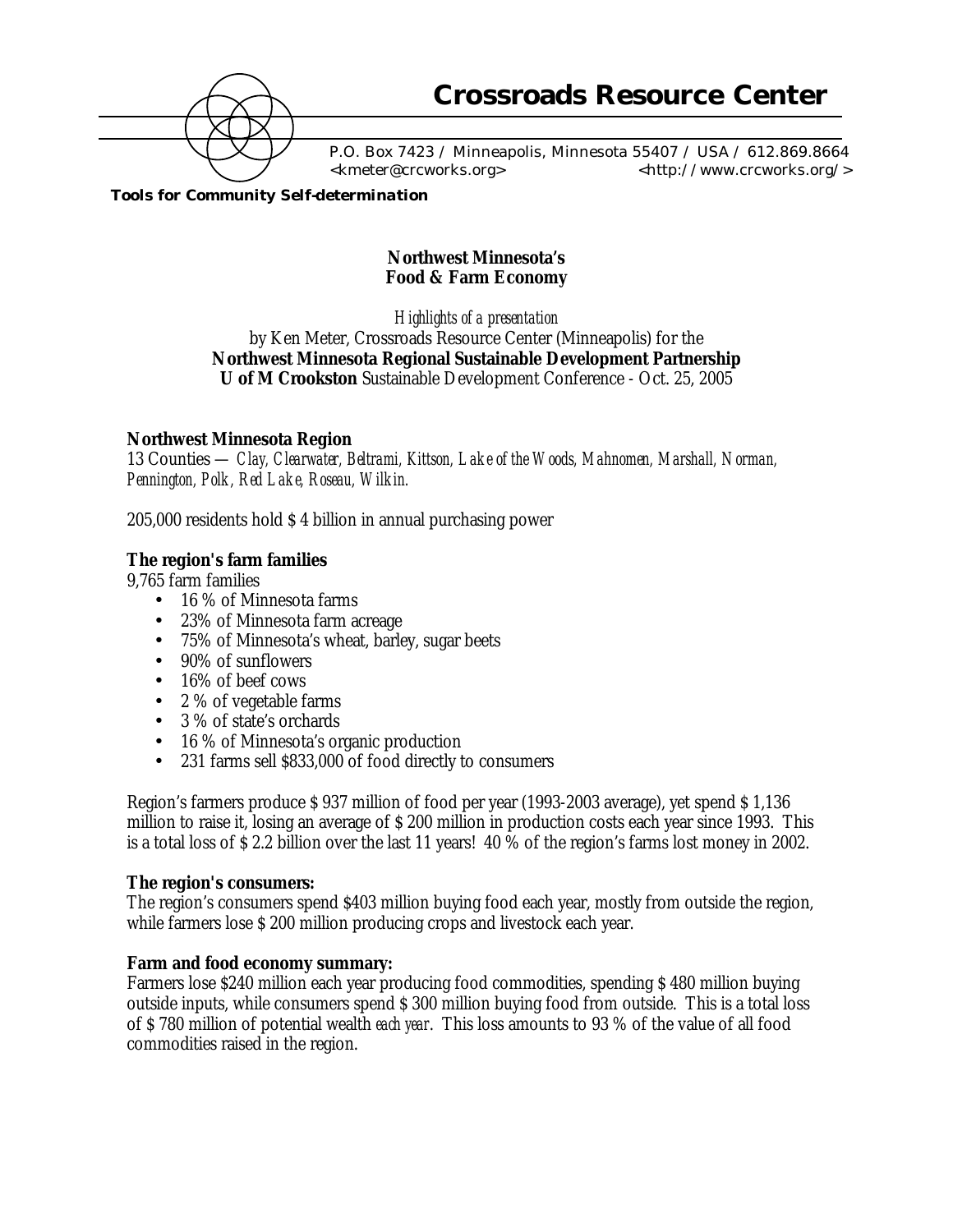# Crossroads Resource Center

P.O. Box 7423 / Minneapolis, Minnesota 55407 / USA / 612.869.8664
<kmeter@crcworks.org> <http://www.crcworks.org/>

**Tools for Community Self-determination**

## Northwest Minnesota's Food & Farm Economy

*Highlights of a presentation*
by Ken Meter, Crossroads Resource Center (Minneapolis) for the
**Northwest Minnesota Regional Sustainable Development Partnership**
**U of M Crookston** Sustainable Development Conference - Oct. 25, 2005

### Northwest Minnesota Region

13 Counties — *Clay, Clearwater, Beltrami, Kittson, Lake of the Woods, Mahnomen, Marshall, Norman, Pennington, Polk, Red Lake, Roseau, Wilkin.*

205,000 residents hold $ 4 billion in annual purchasing power

### The region's farm families

9,765 farm families

- 16 % of Minnesota farms
- 23% of Minnesota farm acreage
- 75% of Minnesota's wheat, barley, sugar beets
- 90% of sunflowers
- 16% of beef cows
- 2 % of vegetable farms
- 3 % of state's orchards
- 16 % of Minnesota's organic production
- 231 farms sell $833,000 of food directly to consumers

Region's farmers produce $ 937 million of food per year (1993-2003 average), yet spend $ 1,136 million to raise it, losing an average of $ 200 million in production costs each year since 1993. This is a total loss of $ 2.2 billion over the last 11 years! 40 % of the region's farms lost money in 2002.

### The region's consumers:

The region's consumers spend $403 million buying food each year, mostly from outside the region, while farmers lose $ 200 million producing crops and livestock each year.

### Farm and food economy summary:

Farmers lose $240 million each year producing food commodities, spending $ 480 million buying outside inputs, while consumers spend $ 300 million buying food from outside. This is a total loss of $ 780 million of potential wealth *each year*. This loss amounts to 93 % of the value of all food commodities raised in the region.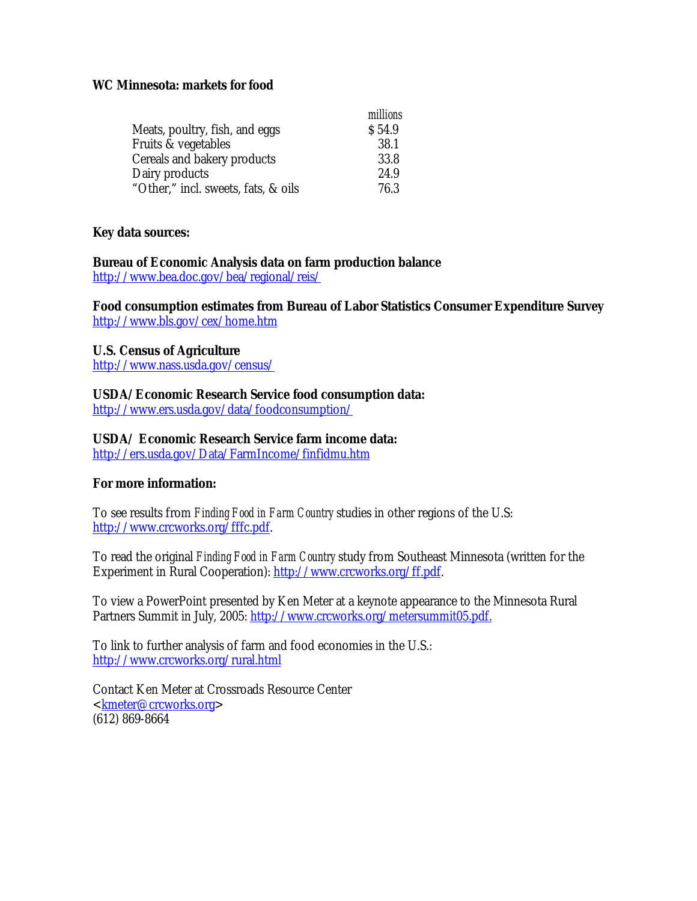**WC Minnesota: markets for food**

| | *millions* |
|---|---|
| Meats, poultry, fish, and eggs | $ 54.9 |
| Fruits & vegetables | 38.1 |
| Cereals and bakery products | 33.8 |
| Dairy products | 24.9 |
| "Other," incl. sweets, fats, & oils | 76.3 |

**Key data sources:**

**Bureau of Economic Analysis data on farm production balance**
http://www.bea.doc.gov/bea/regional/reis/

**Food consumption estimates from Bureau of Labor Statistics Consumer Expenditure Survey**
http://www.bls.gov/cex/home.htm

**U.S. Census of Agriculture**
http://www.nass.usda.gov/census/

**USDA/Economic Research Service food consumption data:**
http://www.ers.usda.gov/data/foodconsumption/

**USDA/ Economic Research Service farm income data:**
http://ers.usda.gov/Data/FarmIncome/finfidmu.htm

**For more information:**

To see results from *Finding Food in Farm Country* studies in other regions of the U.S: http://www.crcworks.org/fffc.pdf.

To read the original *Finding Food in Farm Country* study from Southeast Minnesota (written for the Experiment in Rural Cooperation): http://www.crcworks.org/ff.pdf.

To view a PowerPoint presented by Ken Meter at a keynote appearance to the Minnesota Rural Partners Summit in July, 2005: http://www.crcworks.org/metersummit05.pdf.

To link to further analysis of farm and food economies in the U.S.: http://www.crcworks.org/rural.html

Contact Ken Meter at Crossroads Resource Center
<kmeter@crcworks.org>
(612) 869-8664